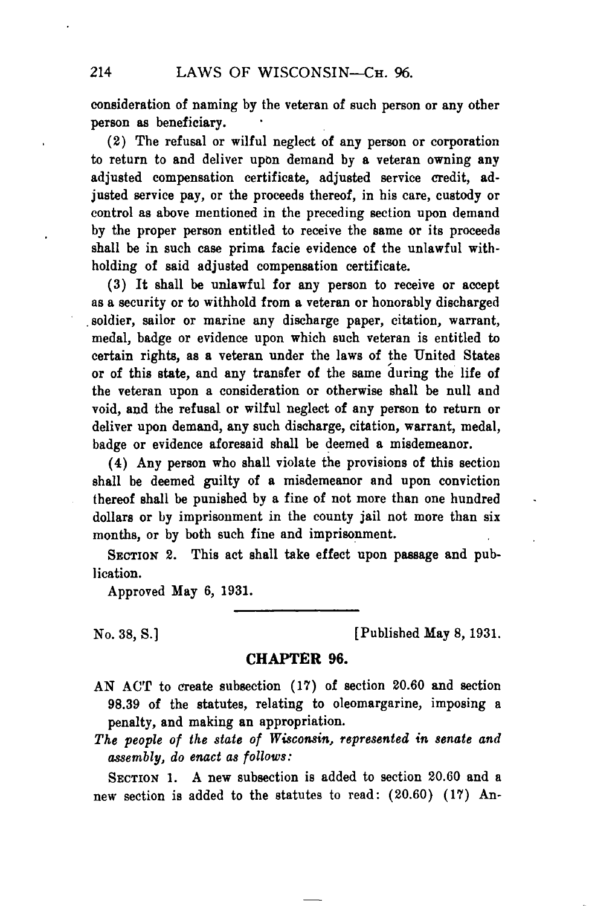consideration of naming by the veteran of such person or any other person as beneficiary.

(2) The refusal or wilful neglect of any person or corporation to return to and deliver upon demand by a veteran owning any adjusted compensation certificate, adjusted service credit, adjusted service pay, or the proceeds thereof, in his care, custody or control as above mentioned in the preceding section upon demand by the proper person entitled to receive the same or its proceeds shall be in such case prima facie evidence of the unlawful withholding of said adjusted compensation certificate.

(3) It shall be unlawful for any person to receive or accept as a security or to withhold from a veteran or honorably discharged soldier, sailor or marine any discharge paper, citation, warrant, medal, badge or evidence upon which such veteran is entitled to certain rights, as a veteran under the laws of the United States or of this state, and any transfer of the same during the life of the veteran upon a consideration or otherwise shall be null and void, and the refusal or wilful neglect of any person to return or deliver upon demand, any such discharge, citation, warrant, medal, badge or evidence aforesaid shall be deemed a misdemeanor.

(4) Any person who shall violate the provisions of this section shall be deemed guilty of a misdemeanor and upon conviction thereof shall be punished by a fine of not more than one hundred dollars or by imprisonment in the county jail not more than six months, or by both such fine and imprisonment.

SECTION 2. This act shall take effect upon passage and publication.

Approved May 6, 1931.

---

No. 38, S.] [Published May 8, 1931.

## CHAPTER 96.

AN ACT to create subsection (17) of section 20.60 and section 98.39 of the statutes, relating to oleomargarine, imposing a penalty, and making an appropriation.

*The people of the state of Wisconsin, represented in senate and assembly, do enact as follows:*

SECTION 1. A new subsection is added to section 20.60 and a new section is added to the statutes to read: (20.60) (17) An-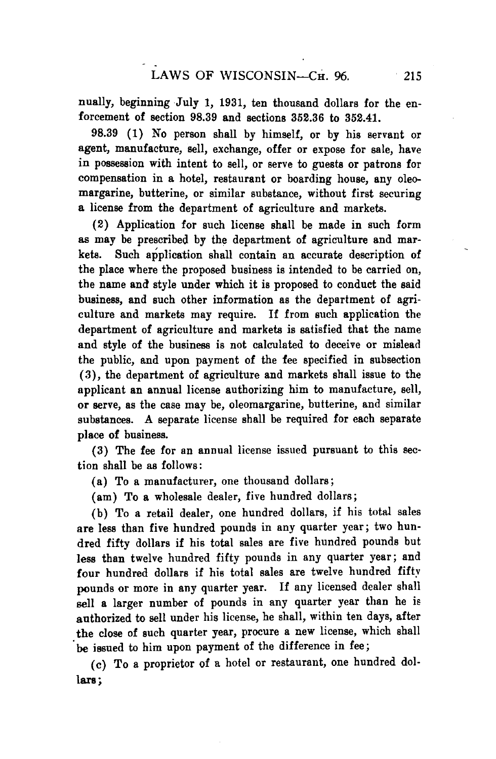nually, beginning July 1, 1931, ten thousand dollars for the enforcement of section 98.39 and sections 352.36 to 352.41.

98.39 (1) No person shall by himself, or by his servant or agent, manufacture, sell, exchange, offer or expose for sale, have in possession with intent to sell, or serve to guests or patrons for compensation in a hotel, restaurant or boarding house, any oleomargarine, butterine, or similar substance, without first securing a license from the department of agriculture and markets.

(2) Application for such license shall be made in such form as may be prescribed by the department of agriculture and markets. Such application shall contain an accurate description of the place where the proposed business is intended to be carried on, the name and style under which it is proposed to conduct the said business, and such other information as the department of agriculture and markets may require. If from such application the department of agriculture and markets is satisfied that the name and style of the business is not calculated to deceive or mislead the public, and upon payment of the fee specified in subsection (3), the department of agriculture and markets shall issue to the applicant an annual license authorizing him to manufacture, sell, or serve, as the case may be, oleomargarine, butterine, and similar substances. A separate license shall be required for each separate place of business.

(3) The fee for an annual license issued pursuant to this section shall be as follows:

(a) To a manufacturer, one thousand dollars;

(am) To a wholesale dealer, five hundred dollars;

(b) To a retail dealer, one hundred dollars, if his total sales are less than five hundred pounds in any quarter year; two hundred fifty dollars if his total sales are five hundred pounds but less than twelve hundred fifty pounds in any quarter year; and four hundred dollars if his total sales are twelve hundred fifty pounds or more in any quarter year. If any licensed dealer shall sell a larger number of pounds in any quarter year than he is authorized to sell under his license, he shall, within ten days, after the close of such quarter year, procure a new license, which shall be issued to him upon payment of the difference in fee;

(c) To a proprietor of a hotel or restaurant, one hundred dollars;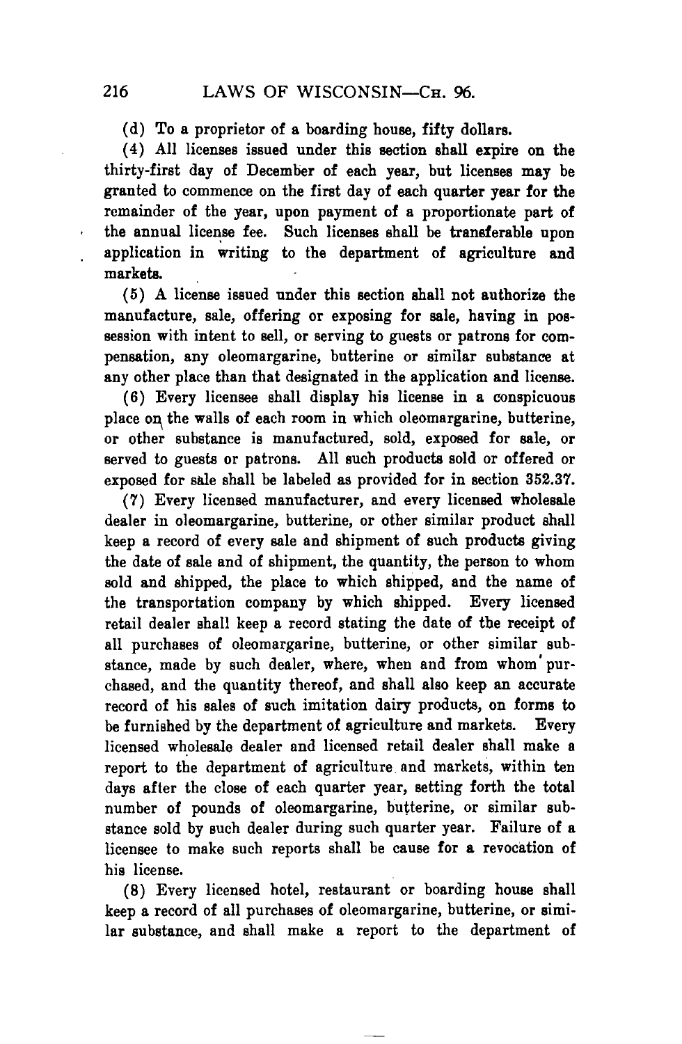(d) To a proprietor of a boarding house, fifty dollars.

(4) All licenses issued under this section shall expire on the thirty-first day of December of each year, but licenses may be granted to commence on the first day of each quarter year for the remainder of the year, upon payment of a proportionate part of the annual license fee. Such licenses shall be transferable upon application in writing to the department of agriculture and markets.

(5) A license issued under this section shall not authorize the manufacture, sale, offering or exposing for sale, having in possession with intent to sell, or serving to guests or patrons for compensation, any oleomargarine, butterine or similar substance at any other place than that designated in the application and license.

(6) Every licensee shall display his license in a conspicuous place on the walls of each room in which oleomargarine, butterine, or other substance is manufactured, sold, exposed for sale, or served to guests or patrons. All such products sold or offered or exposed for sale shall be labeled as provided for in section 352.37.

(7) Every licensed manufacturer, and every licensed wholesale dealer in oleomargarine, butterine, or other similar product shall keep a record of every sale and shipment of such products giving the date of sale and of shipment, the quantity, the person to whom sold and shipped, the place to which shipped, and the name of the transportation company by which shipped. Every licensed retail dealer shall keep a record stating the date of the receipt of all purchases of oleomargarine, butterine, or other similar substance, made by such dealer, where, when and from whom purchased, and the quantity thereof, and shall also keep an accurate record of his sales of such imitation dairy products, on forms to be furnished by the department of agriculture and markets. Every licensed wholesale dealer and licensed retail dealer shall make a report to the department of agriculture and markets, within ten days after the close of each quarter year, setting forth the total number of pounds of oleomargarine, butterine, or similar substance sold by such dealer during such quarter year. Failure of a licensee to make such reports shall be cause for a revocation of his license.

(8) Every licensed hotel, restaurant or boarding house shall keep a record of all purchases of oleomargarine, butterine, or similar substance, and shall make a report to the department of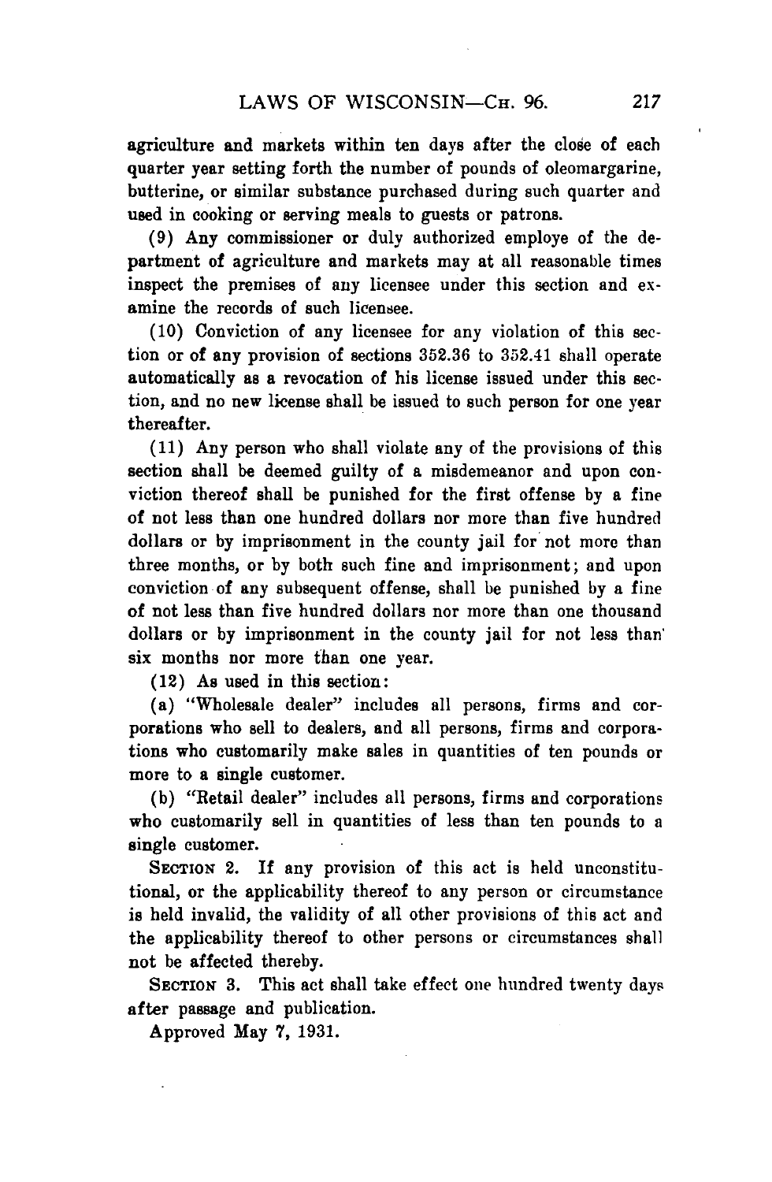agriculture and markets within ten days after the close of each quarter year setting forth the number of pounds of oleomargarine, butterine, or similar substance purchased during such quarter and used in cooking or serving meals to guests or patrons.

(9) Any commissioner or duly authorized employe of the department of agriculture and markets may at all reasonable times inspect the premises of any licensee under this section and examine the records of such licensee.

(10) Conviction of any licensee for any violation of this section or of any provision of sections 352.36 to 352.41 shall operate automatically as a revocation of his license issued under this section, and no new license shall be issued to such person for one year thereafter.

(11) Any person who shall violate any of the provisions of this section shall be deemed guilty of a misdemeanor and upon conviction thereof shall be punished for the first offense by a fine of not less than one hundred dollars nor more than five hundred dollars or by imprisonment in the county jail for not more than three months, or by both such fine and imprisonment; and upon conviction of any subsequent offense, shall be punished by a fine of not less than five hundred dollars nor more than one thousand dollars or by imprisonment in the county jail for not less than six months nor more than one year.

(12) As used in this section:

(a) "Wholesale dealer" includes all persons, firms and corporations who sell to dealers, and all persons, firms and corporations who customarily make sales in quantities of ten pounds or more to a single customer.

(b) "Retail dealer" includes all persons, firms and corporations who customarily sell in quantities of less than ten pounds to a single customer.

SECTION 2. If any provision of this act is held unconstitutional, or the applicability thereof to any person or circumstance is held invalid, the validity of all other provisions of this act and the applicability thereof to other persons or circumstances shall not be affected thereby.

SECTION 3. This act shall take effect one hundred twenty days after passage and publication.

Approved May 7, 1931.